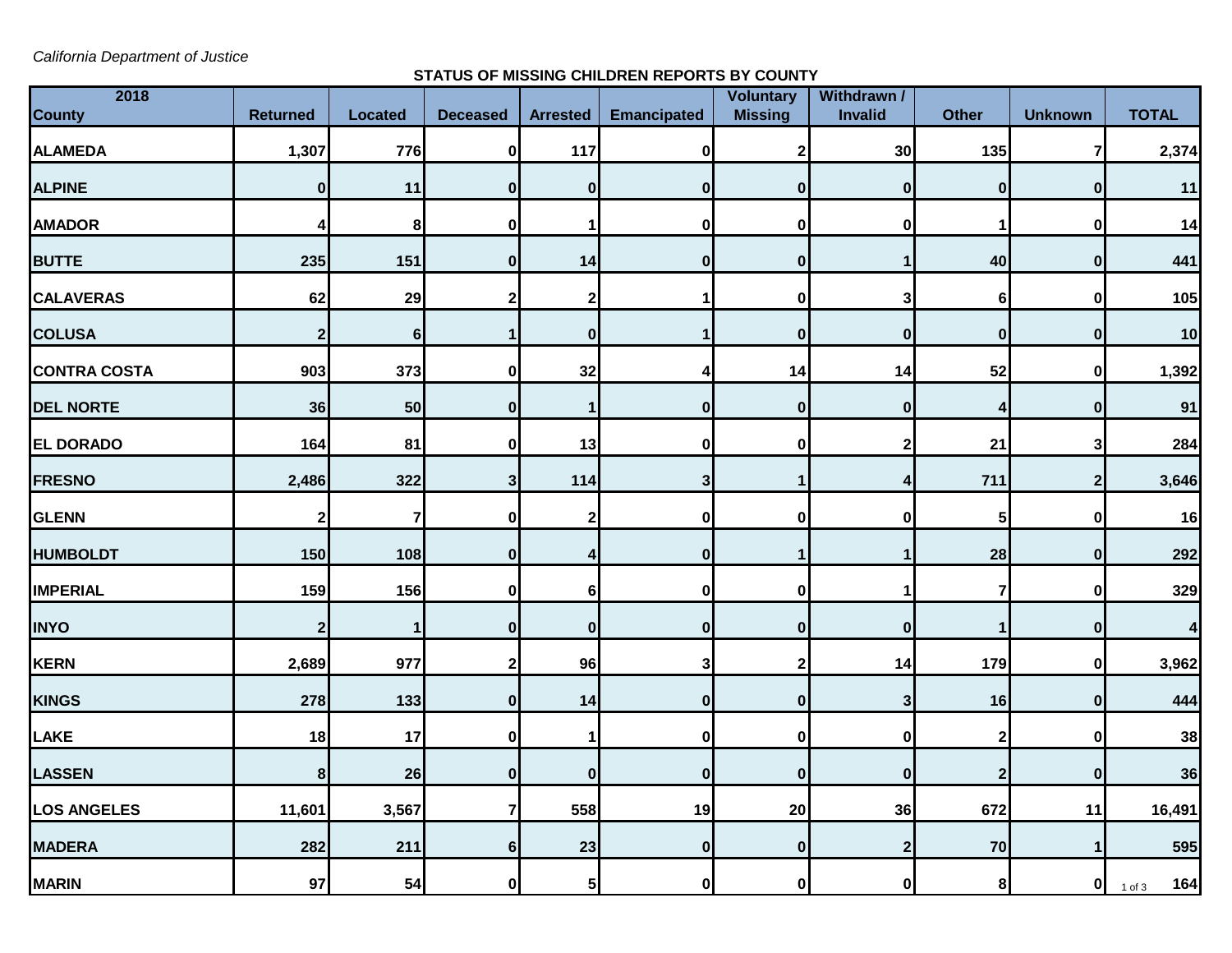*California Department of Justice*

**STATUS OF MISSING CHILDREN REPORTS BY COUNTY**

| 2018 County | Returned | Located | Deceased | Arrested | Emancipated | Voluntary Missing | Withdrawn / Invalid | Other | Unknown | TOTAL |
|---|---|---|---|---|---|---|---|---|---|---|
| ALAMEDA | 1,307 | 776 | 0 | 117 | 0 | 2 | 30 | 135 | 7 | 2,374 |
| ALPINE | 0 | 11 | 0 | 0 | 0 | 0 | 0 | 0 | 0 | 11 |
| AMADOR | 4 | 8 | 0 | 1 | 0 | 0 | 0 | 1 | 0 | 14 |
| BUTTE | 235 | 151 | 0 | 14 | 0 | 0 | 1 | 40 | 0 | 441 |
| CALAVERAS | 62 | 29 | 2 | 2 | 1 | 0 | 3 | 6 | 0 | 105 |
| COLUSA | 2 | 6 | 1 | 0 | 1 | 0 | 0 | 0 | 0 | 10 |
| CONTRA COSTA | 903 | 373 | 0 | 32 | 4 | 14 | 14 | 52 | 0 | 1,392 |
| DEL NORTE | 36 | 50 | 0 | 1 | 0 | 0 | 0 | 4 | 0 | 91 |
| EL DORADO | 164 | 81 | 0 | 13 | 0 | 0 | 2 | 21 | 3 | 284 |
| FRESNO | 2,486 | 322 | 3 | 114 | 3 | 1 | 4 | 711 | 2 | 3,646 |
| GLENN | 2 | 7 | 0 | 2 | 0 | 0 | 0 | 5 | 0 | 16 |
| HUMBOLDT | 150 | 108 | 0 | 4 | 0 | 1 | 1 | 28 | 0 | 292 |
| IMPERIAL | 159 | 156 | 0 | 6 | 0 | 0 | 1 | 7 | 0 | 329 |
| INYO | 2 | 1 | 0 | 0 | 0 | 0 | 0 | 1 | 0 | 4 |
| KERN | 2,689 | 977 | 2 | 96 | 3 | 2 | 14 | 179 | 0 | 3,962 |
| KINGS | 278 | 133 | 0 | 14 | 0 | 0 | 3 | 16 | 0 | 444 |
| LAKE | 18 | 17 | 0 | 1 | 0 | 0 | 0 | 2 | 0 | 38 |
| LASSEN | 8 | 26 | 0 | 0 | 0 | 0 | 0 | 2 | 0 | 36 |
| LOS ANGELES | 11,601 | 3,567 | 7 | 558 | 19 | 20 | 36 | 672 | 11 | 16,491 |
| MADERA | 282 | 211 | 6 | 23 | 0 | 0 | 2 | 70 | 1 | 595 |
| MARIN | 97 | 54 | 0 | 5 | 0 | 0 | 0 | 8 | 0 | 164 |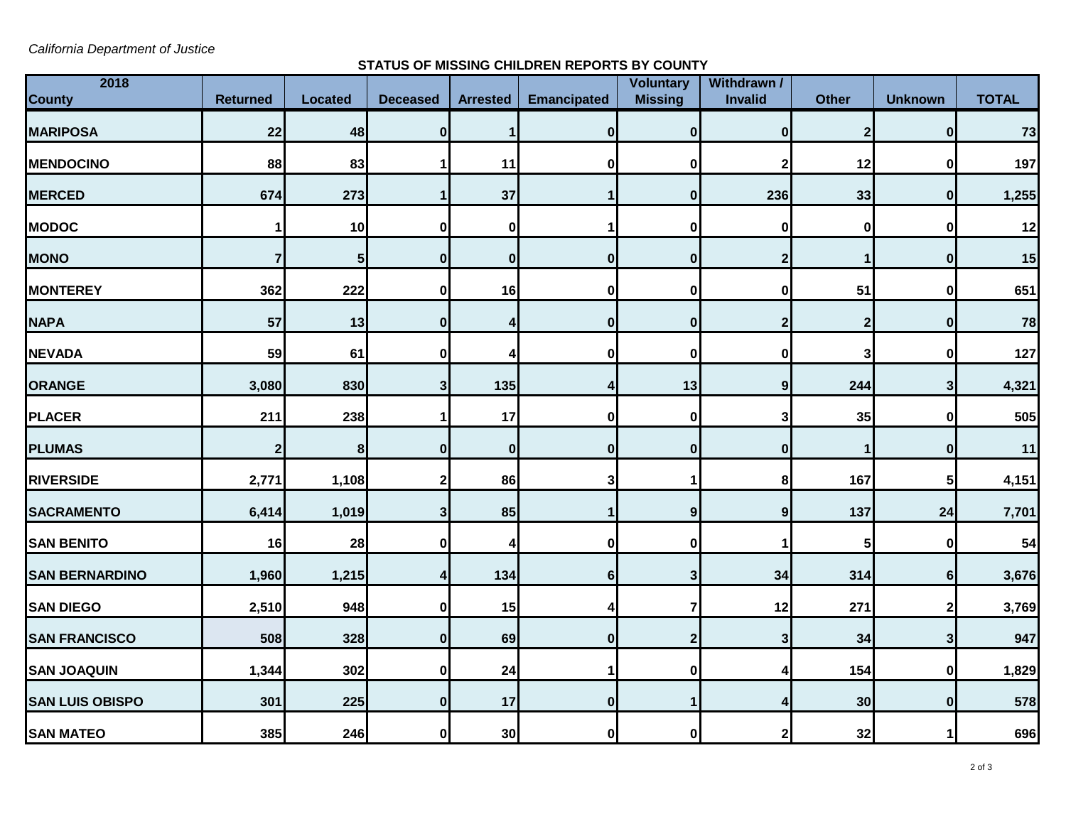*California Department of Justice*

**STATUS OF MISSING CHILDREN REPORTS BY COUNTY**

| 2018 County | Returned | Located | Deceased | Arrested | Emancipated | Voluntary Missing | Withdrawn / Invalid | Other | Unknown | TOTAL |
|---|---|---|---|---|---|---|---|---|---|---|
| MARIPOSA | 22 | 48 | 0 | 1 | 0 | 0 | 0 | 2 | 0 | 73 |
| MENDOCINO | 88 | 83 | 1 | 11 | 0 | 0 | 2 | 12 | 0 | 197 |
| MERCED | 674 | 273 | 1 | 37 | 1 | 0 | 236 | 33 | 0 | 1,255 |
| MODOC | 1 | 10 | 0 | 0 | 1 | 0 | 0 | 0 | 0 | 12 |
| MONO | 7 | 5 | 0 | 0 | 0 | 0 | 2 | 1 | 0 | 15 |
| MONTEREY | 362 | 222 | 0 | 16 | 0 | 0 | 0 | 51 | 0 | 651 |
| NAPA | 57 | 13 | 0 | 4 | 0 | 0 | 2 | 2 | 0 | 78 |
| NEVADA | 59 | 61 | 0 | 4 | 0 | 0 | 0 | 3 | 0 | 127 |
| ORANGE | 3,080 | 830 | 3 | 135 | 4 | 13 | 9 | 244 | 3 | 4,321 |
| PLACER | 211 | 238 | 1 | 17 | 0 | 0 | 3 | 35 | 0 | 505 |
| PLUMAS | 2 | 8 | 0 | 0 | 0 | 0 | 0 | 1 | 0 | 11 |
| RIVERSIDE | 2,771 | 1,108 | 2 | 86 | 3 | 1 | 8 | 167 | 5 | 4,151 |
| SACRAMENTO | 6,414 | 1,019 | 3 | 85 | 1 | 9 | 9 | 137 | 24 | 7,701 |
| SAN BENITO | 16 | 28 | 0 | 4 | 0 | 0 | 1 | 5 | 0 | 54 |
| SAN BERNARDINO | 1,960 | 1,215 | 4 | 134 | 6 | 3 | 34 | 314 | 6 | 3,676 |
| SAN DIEGO | 2,510 | 948 | 0 | 15 | 4 | 7 | 12 | 271 | 2 | 3,769 |
| SAN FRANCISCO | 508 | 328 | 0 | 69 | 0 | 2 | 3 | 34 | 3 | 947 |
| SAN JOAQUIN | 1,344 | 302 | 0 | 24 | 1 | 0 | 4 | 154 | 0 | 1,829 |
| SAN LUIS OBISPO | 301 | 225 | 0 | 17 | 0 | 1 | 4 | 30 | 0 | 578 |
| SAN MATEO | 385 | 246 | 0 | 30 | 0 | 0 | 2 | 32 | 1 | 696 |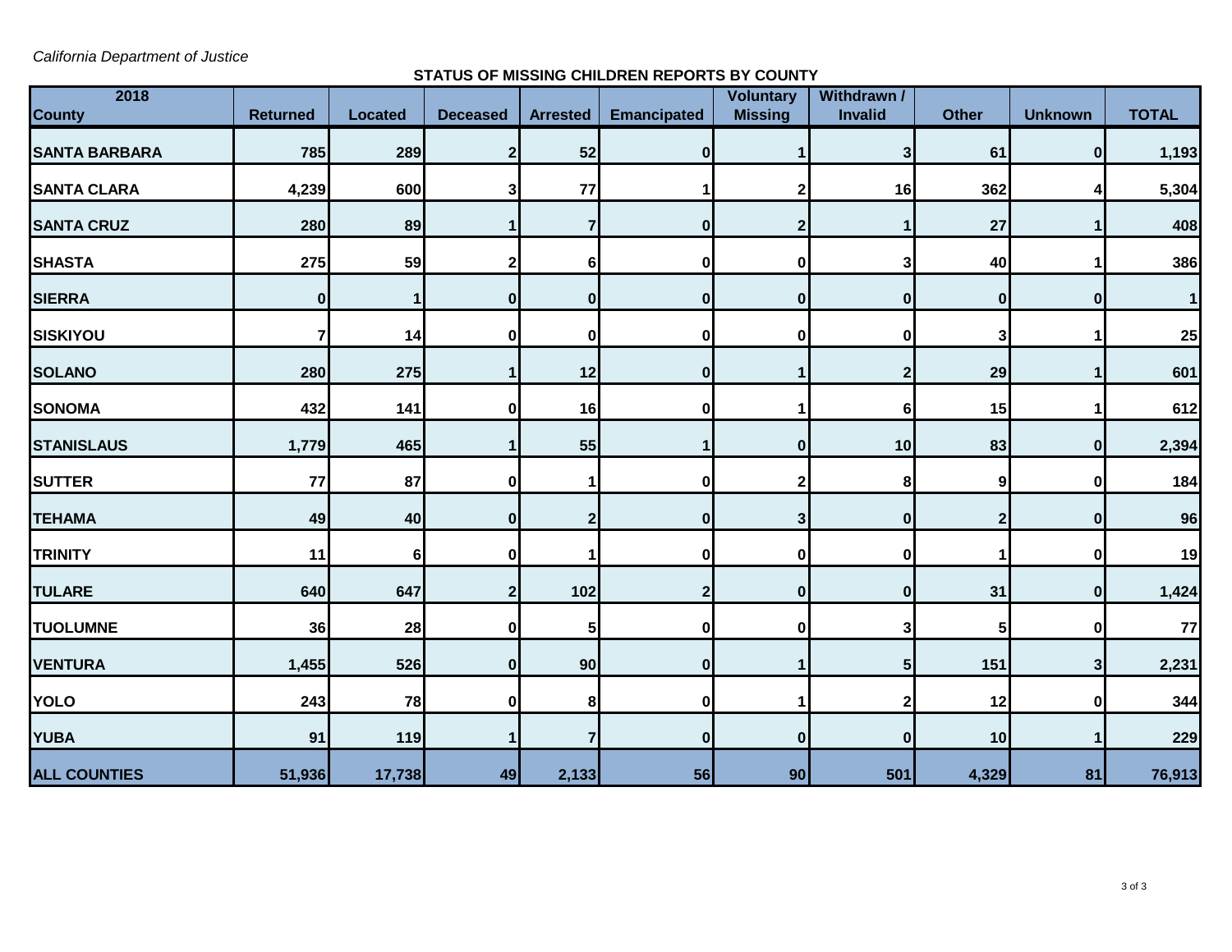*California Department of Justice*

**STATUS OF MISSING CHILDREN REPORTS BY COUNTY**

| 2018 County | Returned | Located | Deceased | Arrested | Emancipated | Voluntary Missing | Withdrawn / Invalid | Other | Unknown | TOTAL |
|---|---|---|---|---|---|---|---|---|---|---|
| SANTA BARBARA | 785 | 289 | 2 | 52 | 0 | 1 | 3 | 61 | 0 | 1,193 |
| SANTA CLARA | 4,239 | 600 | 3 | 77 | 1 | 2 | 16 | 362 | 4 | 5,304 |
| SANTA CRUZ | 280 | 89 | 1 | 7 | 0 | 2 | 1 | 27 | 1 | 408 |
| SHASTA | 275 | 59 | 2 | 6 | 0 | 0 | 3 | 40 | 1 | 386 |
| SIERRA | 0 | 1 | 0 | 0 | 0 | 0 | 0 | 0 | 0 | 1 |
| SISKIYOU | 7 | 14 | 0 | 0 | 0 | 0 | 0 | 3 | 1 | 25 |
| SOLANO | 280 | 275 | 1 | 12 | 0 | 1 | 2 | 29 | 1 | 601 |
| SONOMA | 432 | 141 | 0 | 16 | 0 | 1 | 6 | 15 | 1 | 612 |
| STANISLAUS | 1,779 | 465 | 1 | 55 | 1 | 0 | 10 | 83 | 0 | 2,394 |
| SUTTER | 77 | 87 | 0 | 1 | 0 | 2 | 8 | 9 | 0 | 184 |
| TEHAMA | 49 | 40 | 0 | 2 | 0 | 3 | 0 | 2 | 0 | 96 |
| TRINITY | 11 | 6 | 0 | 1 | 0 | 0 | 0 | 1 | 0 | 19 |
| TULARE | 640 | 647 | 2 | 102 | 2 | 0 | 0 | 31 | 0 | 1,424 |
| TUOLUMNE | 36 | 28 | 0 | 5 | 0 | 0 | 3 | 5 | 0 | 77 |
| VENTURA | 1,455 | 526 | 0 | 90 | 0 | 1 | 5 | 151 | 3 | 2,231 |
| YOLO | 243 | 78 | 0 | 8 | 0 | 1 | 2 | 12 | 0 | 344 |
| YUBA | 91 | 119 | 1 | 7 | 0 | 0 | 0 | 10 | 1 | 229 |
| ALL COUNTIES | 51,936 | 17,738 | 49 | 2,133 | 56 | 90 | 501 | 4,329 | 81 | 76,913 |